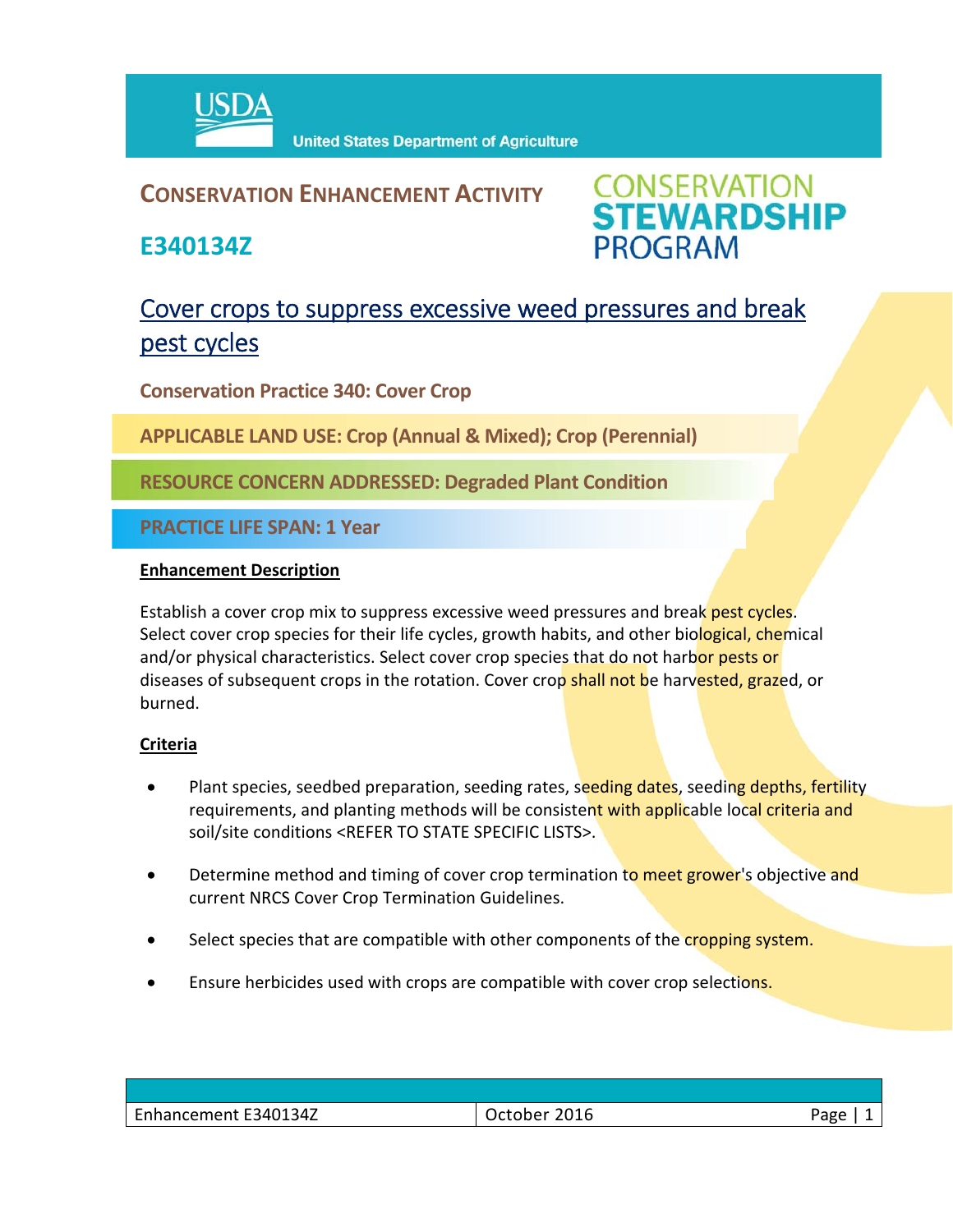United States Department of Agriculture

# CONSERVATION ENHANCEMENT ACTIVITY

## E340134Z

CONSERVATION STEWARDSHIP PROGRAM

# Cover crops to suppress excessive weed pressures and break pest cycles

**Conservation Practice 340: Cover Crop**

**APPLICABLE LAND USE: Crop (Annual & Mixed); Crop (Perennial)**

**RESOURCE CONCERN ADDRESSED: Degraded Plant Condition**

**PRACTICE LIFE SPAN: 1 Year**

### Enhancement Description

Establish a cover crop mix to suppress excessive weed pressures and break pest cycles. Select cover crop species for their life cycles, growth habits, and other biological, chemical and/or physical characteristics. Select cover crop species that do not harbor pests or diseases of subsequent crops in the rotation. Cover crop shall not be harvested, grazed, or burned.

### Criteria

- Plant species, seedbed preparation, seeding rates, seeding dates, seeding depths, fertility requirements, and planting methods will be consistent with applicable local criteria and soil/site conditions <REFER TO STATE SPECIFIC LISTS>.
- Determine method and timing of cover crop termination to meet grower's objective and current NRCS Cover Crop Termination Guidelines.
- Select species that are compatible with other components of the cropping system.
- Ensure herbicides used with crops are compatible with cover crop selections.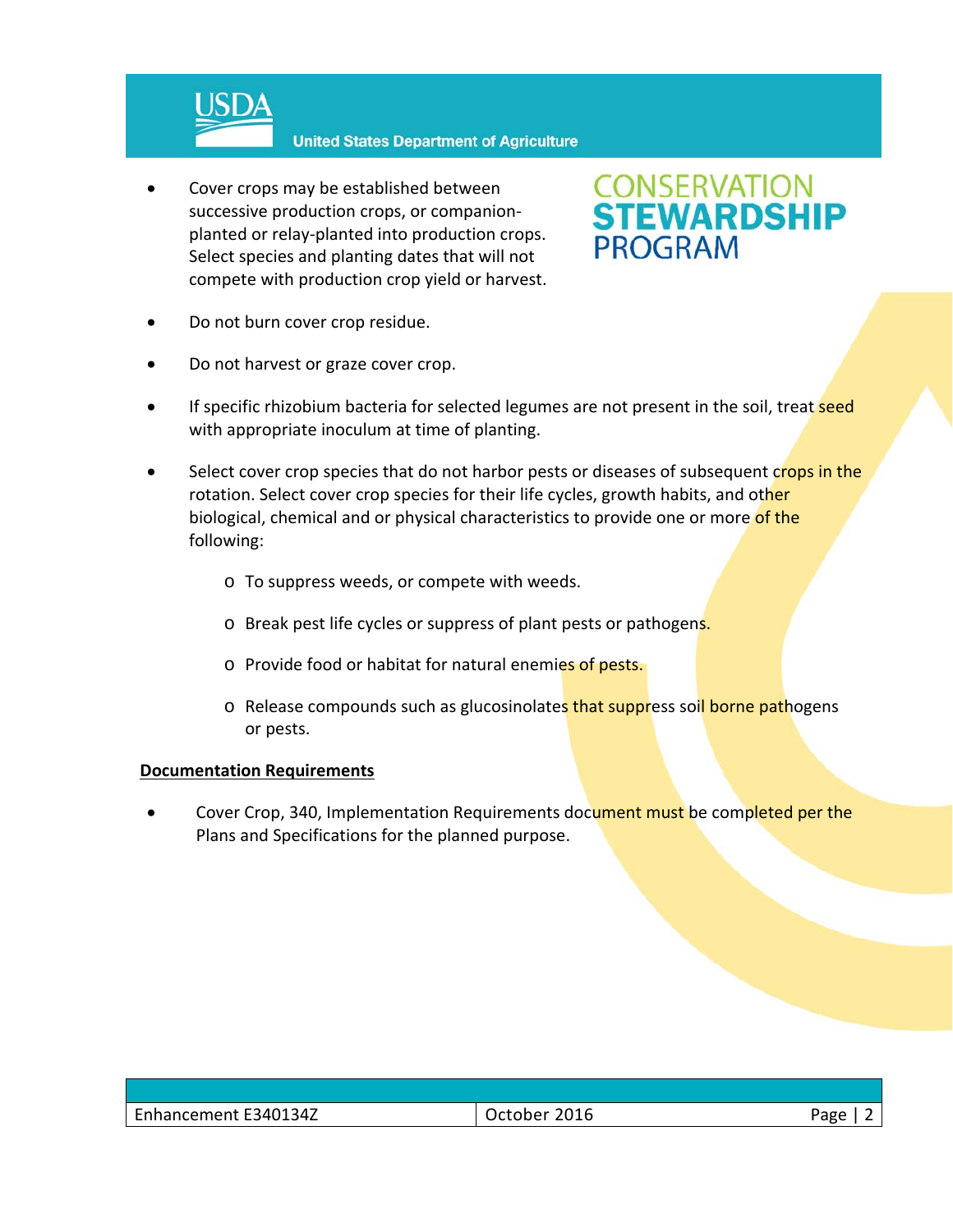- Cover crops may be established between successive production crops, or companion-planted or relay-planted into production crops. Select species and planting dates that will not compete with production crop yield or harvest.
- Do not burn cover crop residue.
- Do not harvest or graze cover crop.
- If specific rhizobium bacteria for selected legumes are not present in the soil, treat seed with appropriate inoculum at time of planting.
- Select cover crop species that do not harbor pests or diseases of subsequent crops in the rotation. Select cover crop species for their life cycles, growth habits, and other biological, chemical and or physical characteristics to provide one or more of the following:
    - To suppress weeds, or compete with weeds.
    - Break pest life cycles or suppress of plant pests or pathogens.
    - Provide food or habitat for natural enemies of pests.
    - Release compounds such as glucosinolates that suppress soil borne pathogens or pests.

**Documentation Requirements**

- Cover Crop, 340, Implementation Requirements document must be completed per the Plans and Specifications for the planned purpose.